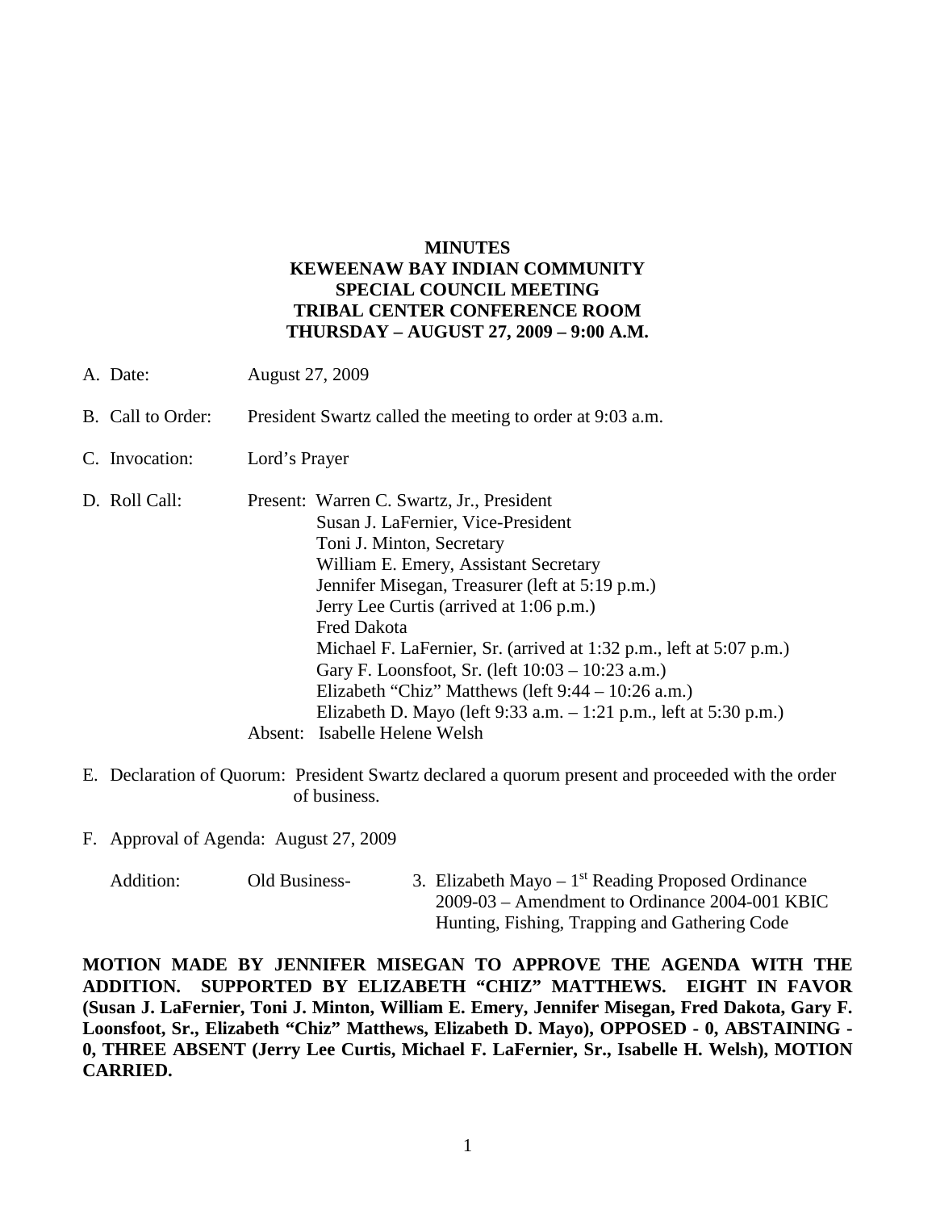# MINUTES
# KEWEENAW BAY INDIAN COMMUNITY
# SPECIAL COUNCIL MEETING
# TRIBAL CENTER CONFERENCE ROOM
# THURSDAY – AUGUST 27, 2009 – 9:00 A.M.

A. Date: August 27, 2009

B. Call to Order: President Swartz called the meeting to order at 9:03 a.m.

C. Invocation: Lord's Prayer

D. Roll Call: Present: Warren C. Swartz, Jr., President
Susan J. LaFernier, Vice-President
Toni J. Minton, Secretary
William E. Emery, Assistant Secretary
Jennifer Misegan, Treasurer (left at 5:19 p.m.)
Jerry Lee Curtis (arrived at 1:06 p.m.)
Fred Dakota
Michael F. LaFernier, Sr. (arrived at 1:32 p.m., left at 5:07 p.m.)
Gary F. Loonsfoot, Sr. (left 10:03 – 10:23 a.m.)
Elizabeth "Chiz" Matthews (left 9:44 – 10:26 a.m.)
Elizabeth D. Mayo (left 9:33 a.m. – 1:21 p.m., left at 5:30 p.m.)
Absent: Isabelle Helene Welsh

E. Declaration of Quorum: President Swartz declared a quorum present and proceeded with the order of business.

F. Approval of Agenda: August 27, 2009

Addition: Old Business- 3. Elizabeth Mayo – 1st Reading Proposed Ordinance 2009-03 – Amendment to Ordinance 2004-001 KBIC Hunting, Fishing, Trapping and Gathering Code

**MOTION MADE BY JENNIFER MISEGAN TO APPROVE THE AGENDA WITH THE ADDITION. SUPPORTED BY ELIZABETH "CHIZ" MATTHEWS. EIGHT IN FAVOR (Susan J. LaFernier, Toni J. Minton, William E. Emery, Jennifer Misegan, Fred Dakota, Gary F. Loonsfoot, Sr., Elizabeth "Chiz" Matthews, Elizabeth D. Mayo), OPPOSED - 0, ABSTAINING - 0, THREE ABSENT (Jerry Lee Curtis, Michael F. LaFernier, Sr., Isabelle H. Welsh), MOTION CARRIED.**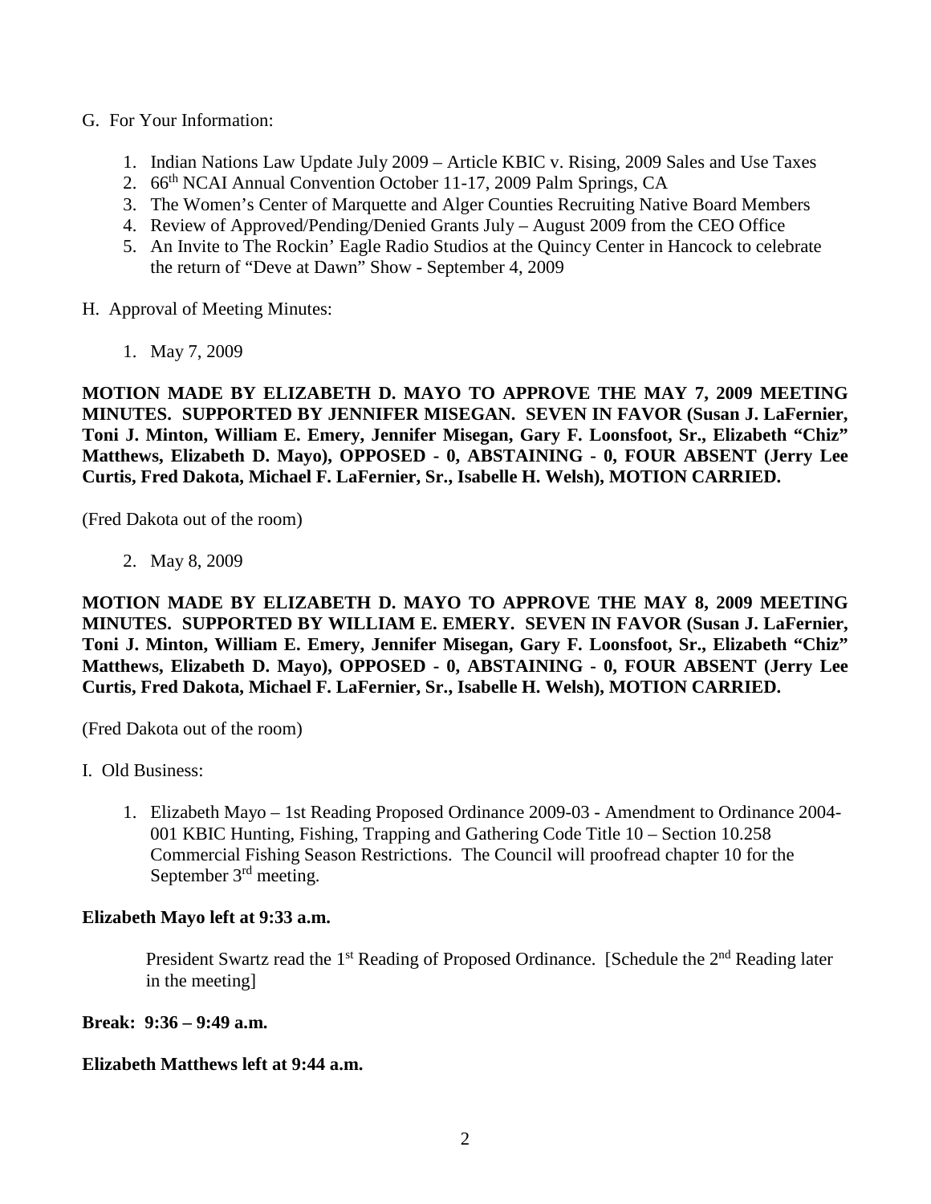G. For Your Information:

1. Indian Nations Law Update July 2009 – Article KBIC v. Rising, 2009 Sales and Use Taxes
2. 66th NCAI Annual Convention October 11-17, 2009 Palm Springs, CA
3. The Women's Center of Marquette and Alger Counties Recruiting Native Board Members
4. Review of Approved/Pending/Denied Grants July – August 2009 from the CEO Office
5. An Invite to The Rockin' Eagle Radio Studios at the Quincy Center in Hancock to celebrate the return of "Deve at Dawn" Show - September 4, 2009

H. Approval of Meeting Minutes:

1. May 7, 2009

**MOTION MADE BY ELIZABETH D. MAYO TO APPROVE THE MAY 7, 2009 MEETING MINUTES. SUPPORTED BY JENNIFER MISEGAN. SEVEN IN FAVOR (Susan J. LaFernier, Toni J. Minton, William E. Emery, Jennifer Misegan, Gary F. Loonsfoot, Sr., Elizabeth "Chiz" Matthews, Elizabeth D. Mayo), OPPOSED - 0, ABSTAINING - 0, FOUR ABSENT (Jerry Lee Curtis, Fred Dakota, Michael F. LaFernier, Sr., Isabelle H. Welsh), MOTION CARRIED.**

(Fred Dakota out of the room)

2. May 8, 2009

**MOTION MADE BY ELIZABETH D. MAYO TO APPROVE THE MAY 8, 2009 MEETING MINUTES. SUPPORTED BY WILLIAM E. EMERY. SEVEN IN FAVOR (Susan J. LaFernier, Toni J. Minton, William E. Emery, Jennifer Misegan, Gary F. Loonsfoot, Sr., Elizabeth "Chiz" Matthews, Elizabeth D. Mayo), OPPOSED - 0, ABSTAINING - 0, FOUR ABSENT (Jerry Lee Curtis, Fred Dakota, Michael F. LaFernier, Sr., Isabelle H. Welsh), MOTION CARRIED.**

(Fred Dakota out of the room)

I. Old Business:

1. Elizabeth Mayo – 1st Reading Proposed Ordinance 2009-03 - Amendment to Ordinance 2004-001 KBIC Hunting, Fishing, Trapping and Gathering Code Title 10 – Section 10.258 Commercial Fishing Season Restrictions. The Council will proofread chapter 10 for the September 3rd meeting.

**Elizabeth Mayo left at 9:33 a.m.**

President Swartz read the 1st Reading of Proposed Ordinance. [Schedule the 2nd Reading later in the meeting]

**Break: 9:36 – 9:49 a.m.**

**Elizabeth Matthews left at 9:44 a.m.**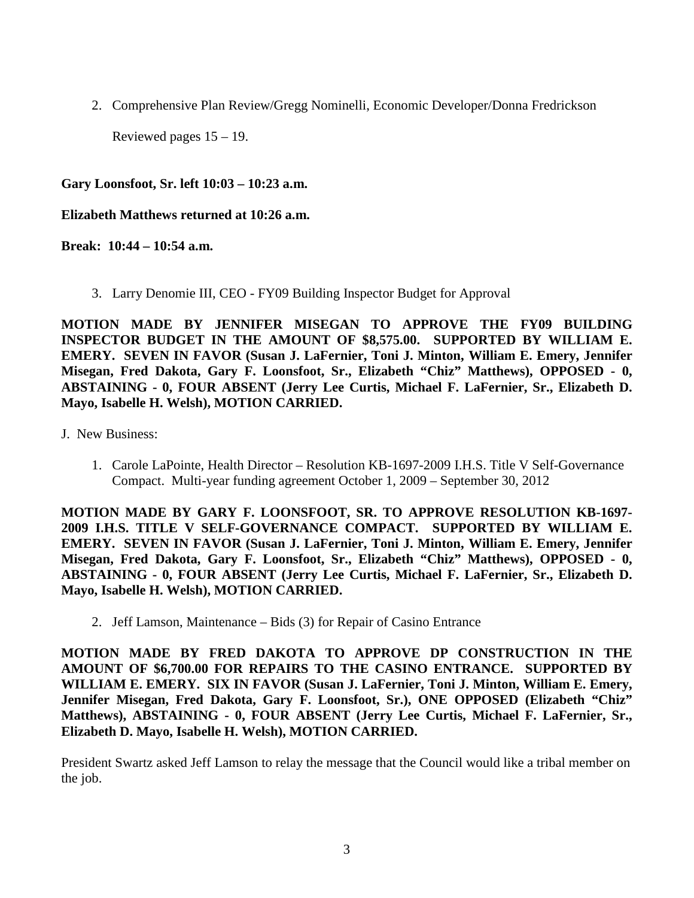2. Comprehensive Plan Review/Gregg Nominelli, Economic Developer/Donna Fredrickson

   Reviewed pages 15 – 19.

**Gary Loonsfoot, Sr. left 10:03 – 10:23 a.m.**

**Elizabeth Matthews returned at 10:26 a.m.**

**Break: 10:44 – 10:54 a.m.**

3. Larry Denomie III, CEO - FY09 Building Inspector Budget for Approval

**MOTION MADE BY JENNIFER MISEGAN TO APPROVE THE FY09 BUILDING INSPECTOR BUDGET IN THE AMOUNT OF $8,575.00. SUPPORTED BY WILLIAM E. EMERY. SEVEN IN FAVOR (Susan J. LaFernier, Toni J. Minton, William E. Emery, Jennifer Misegan, Fred Dakota, Gary F. Loonsfoot, Sr., Elizabeth "Chiz" Matthews), OPPOSED - 0, ABSTAINING - 0, FOUR ABSENT (Jerry Lee Curtis, Michael F. LaFernier, Sr., Elizabeth D. Mayo, Isabelle H. Welsh), MOTION CARRIED.**

J. New Business:

1. Carole LaPointe, Health Director – Resolution KB-1697-2009 I.H.S. Title V Self-Governance Compact. Multi-year funding agreement October 1, 2009 – September 30, 2012

**MOTION MADE BY GARY F. LOONSFOOT, SR. TO APPROVE RESOLUTION KB-1697-2009 I.H.S. TITLE V SELF-GOVERNANCE COMPACT. SUPPORTED BY WILLIAM E. EMERY. SEVEN IN FAVOR (Susan J. LaFernier, Toni J. Minton, William E. Emery, Jennifer Misegan, Fred Dakota, Gary F. Loonsfoot, Sr., Elizabeth "Chiz" Matthews), OPPOSED - 0, ABSTAINING - 0, FOUR ABSENT (Jerry Lee Curtis, Michael F. LaFernier, Sr., Elizabeth D. Mayo, Isabelle H. Welsh), MOTION CARRIED.**

2. Jeff Lamson, Maintenance – Bids (3) for Repair of Casino Entrance

**MOTION MADE BY FRED DAKOTA TO APPROVE DP CONSTRUCTION IN THE AMOUNT OF $6,700.00 FOR REPAIRS TO THE CASINO ENTRANCE. SUPPORTED BY WILLIAM E. EMERY. SIX IN FAVOR (Susan J. LaFernier, Toni J. Minton, William E. Emery, Jennifer Misegan, Fred Dakota, Gary F. Loonsfoot, Sr.), ONE OPPOSED (Elizabeth "Chiz" Matthews), ABSTAINING - 0, FOUR ABSENT (Jerry Lee Curtis, Michael F. LaFernier, Sr., Elizabeth D. Mayo, Isabelle H. Welsh), MOTION CARRIED.**

President Swartz asked Jeff Lamson to relay the message that the Council would like a tribal member on the job.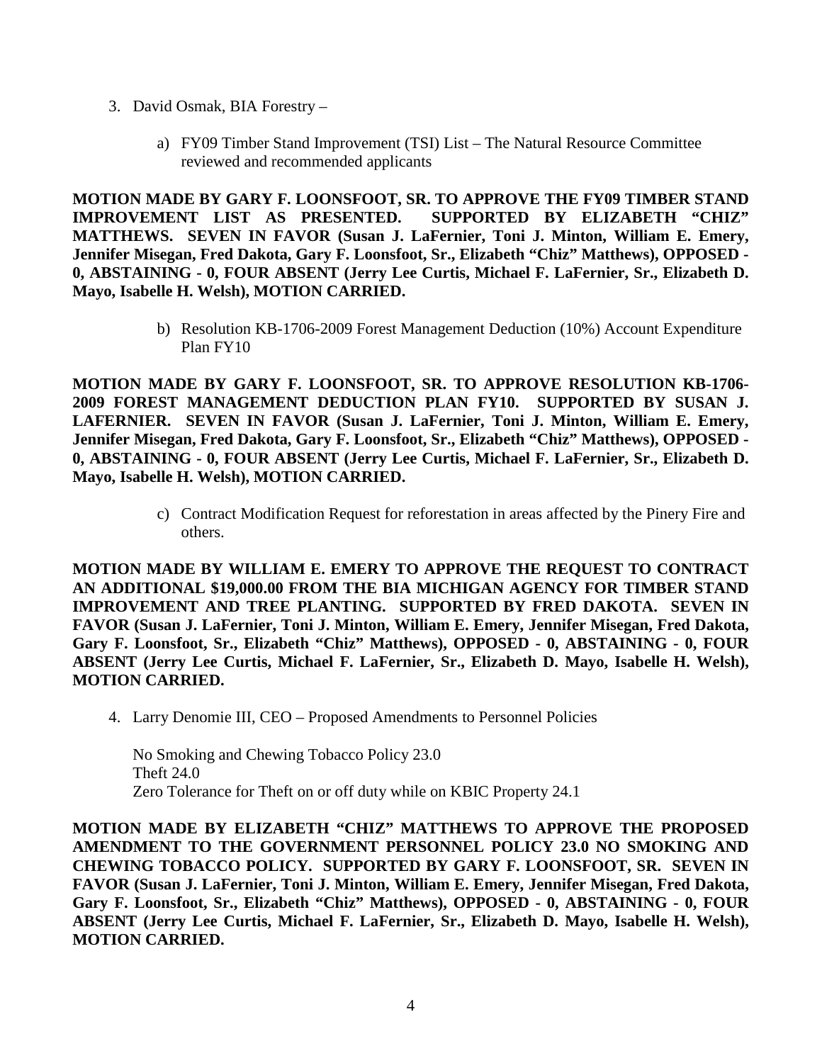3. David Osmak, BIA Forestry –

    a) FY09 Timber Stand Improvement (TSI) List – The Natural Resource Committee reviewed and recommended applicants

**MOTION MADE BY GARY F. LOONSFOOT, SR. TO APPROVE THE FY09 TIMBER STAND IMPROVEMENT LIST AS PRESENTED. SUPPORTED BY ELIZABETH "CHIZ" MATTHEWS. SEVEN IN FAVOR (Susan J. LaFernier, Toni J. Minton, William E. Emery, Jennifer Misegan, Fred Dakota, Gary F. Loonsfoot, Sr., Elizabeth "Chiz" Matthews), OPPOSED - 0, ABSTAINING - 0, FOUR ABSENT (Jerry Lee Curtis, Michael F. LaFernier, Sr., Elizabeth D. Mayo, Isabelle H. Welsh), MOTION CARRIED.**

    b) Resolution KB-1706-2009 Forest Management Deduction (10%) Account Expenditure Plan FY10

**MOTION MADE BY GARY F. LOONSFOOT, SR. TO APPROVE RESOLUTION KB-1706-2009 FOREST MANAGEMENT DEDUCTION PLAN FY10. SUPPORTED BY SUSAN J. LAFERNIER. SEVEN IN FAVOR (Susan J. LaFernier, Toni J. Minton, William E. Emery, Jennifer Misegan, Fred Dakota, Gary F. Loonsfoot, Sr., Elizabeth "Chiz" Matthews), OPPOSED - 0, ABSTAINING - 0, FOUR ABSENT (Jerry Lee Curtis, Michael F. LaFernier, Sr., Elizabeth D. Mayo, Isabelle H. Welsh), MOTION CARRIED.**

    c) Contract Modification Request for reforestation in areas affected by the Pinery Fire and others.

**MOTION MADE BY WILLIAM E. EMERY TO APPROVE THE REQUEST TO CONTRACT AN ADDITIONAL $19,000.00 FROM THE BIA MICHIGAN AGENCY FOR TIMBER STAND IMPROVEMENT AND TREE PLANTING. SUPPORTED BY FRED DAKOTA. SEVEN IN FAVOR (Susan J. LaFernier, Toni J. Minton, William E. Emery, Jennifer Misegan, Fred Dakota, Gary F. Loonsfoot, Sr., Elizabeth "Chiz" Matthews), OPPOSED - 0, ABSTAINING - 0, FOUR ABSENT (Jerry Lee Curtis, Michael F. LaFernier, Sr., Elizabeth D. Mayo, Isabelle H. Welsh), MOTION CARRIED.**

4. Larry Denomie III, CEO – Proposed Amendments to Personnel Policies

    No Smoking and Chewing Tobacco Policy 23.0
    Theft 24.0
    Zero Tolerance for Theft on or off duty while on KBIC Property 24.1

**MOTION MADE BY ELIZABETH "CHIZ" MATTHEWS TO APPROVE THE PROPOSED AMENDMENT TO THE GOVERNMENT PERSONNEL POLICY 23.0 NO SMOKING AND CHEWING TOBACCO POLICY. SUPPORTED BY GARY F. LOONSFOOT, SR. SEVEN IN FAVOR (Susan J. LaFernier, Toni J. Minton, William E. Emery, Jennifer Misegan, Fred Dakota, Gary F. Loonsfoot, Sr., Elizabeth "Chiz" Matthews), OPPOSED - 0, ABSTAINING - 0, FOUR ABSENT (Jerry Lee Curtis, Michael F. LaFernier, Sr., Elizabeth D. Mayo, Isabelle H. Welsh), MOTION CARRIED.**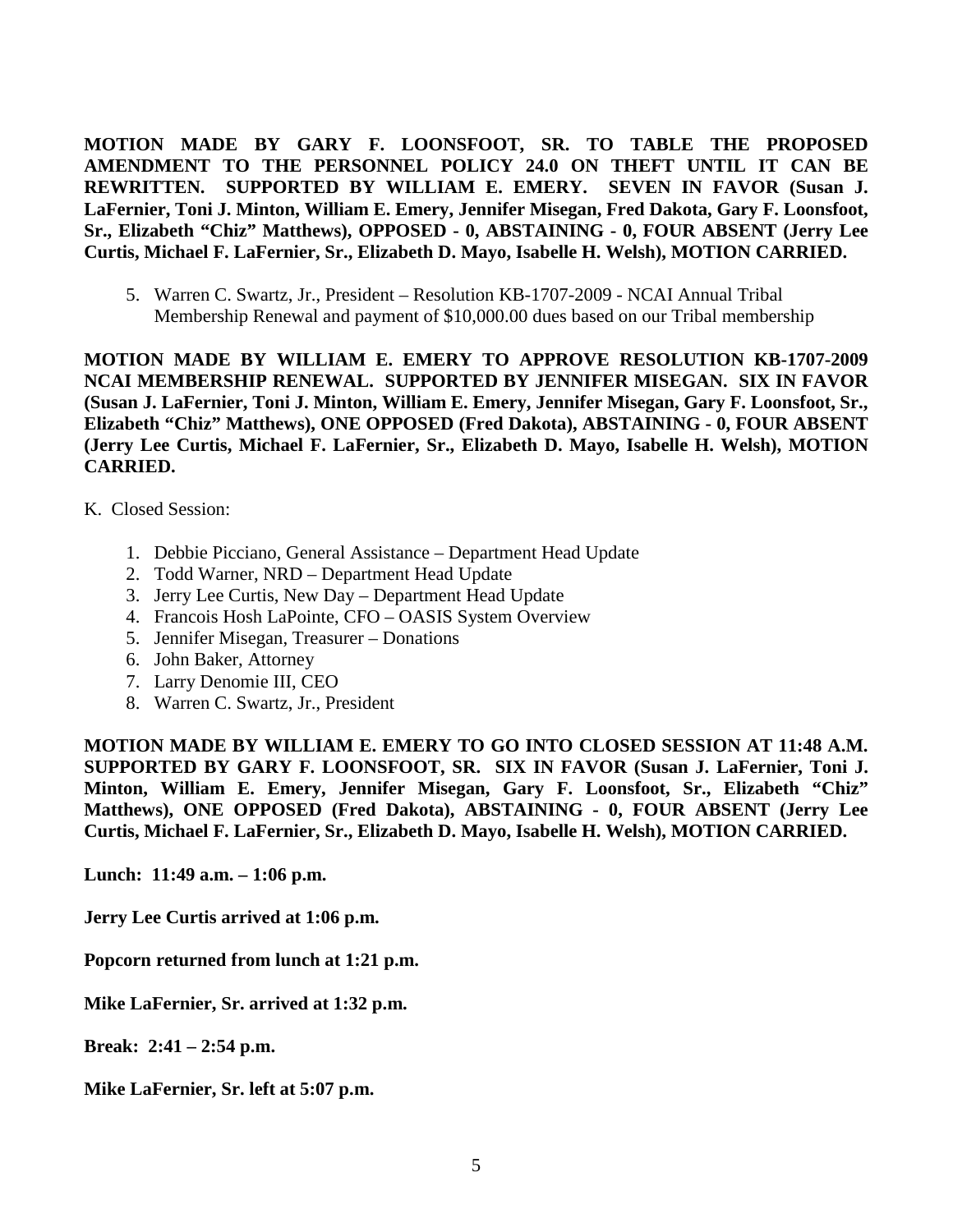**MOTION MADE BY GARY F. LOONSFOOT, SR. TO TABLE THE PROPOSED AMENDMENT TO THE PERSONNEL POLICY 24.0 ON THEFT UNTIL IT CAN BE REWRITTEN. SUPPORTED BY WILLIAM E. EMERY. SEVEN IN FAVOR (Susan J. LaFernier, Toni J. Minton, William E. Emery, Jennifer Misegan, Fred Dakota, Gary F. Loonsfoot, Sr., Elizabeth "Chiz" Matthews), OPPOSED - 0, ABSTAINING - 0, FOUR ABSENT (Jerry Lee Curtis, Michael F. LaFernier, Sr., Elizabeth D. Mayo, Isabelle H. Welsh), MOTION CARRIED.**

5. Warren C. Swartz, Jr., President – Resolution KB-1707-2009 - NCAI Annual Tribal Membership Renewal and payment of $10,000.00 dues based on our Tribal membership

**MOTION MADE BY WILLIAM E. EMERY TO APPROVE RESOLUTION KB-1707-2009 NCAI MEMBERSHIP RENEWAL. SUPPORTED BY JENNIFER MISEGAN. SIX IN FAVOR (Susan J. LaFernier, Toni J. Minton, William E. Emery, Jennifer Misegan, Gary F. Loonsfoot, Sr., Elizabeth "Chiz" Matthews), ONE OPPOSED (Fred Dakota), ABSTAINING - 0, FOUR ABSENT (Jerry Lee Curtis, Michael F. LaFernier, Sr., Elizabeth D. Mayo, Isabelle H. Welsh), MOTION CARRIED.**

K. Closed Session:

1. Debbie Picciano, General Assistance – Department Head Update
2. Todd Warner, NRD – Department Head Update
3. Jerry Lee Curtis, New Day – Department Head Update
4. Francois Hosh LaPointe, CFO – OASIS System Overview
5. Jennifer Misegan, Treasurer – Donations
6. John Baker, Attorney
7. Larry Denomie III, CEO
8. Warren C. Swartz, Jr., President

**MOTION MADE BY WILLIAM E. EMERY TO GO INTO CLOSED SESSION AT 11:48 A.M. SUPPORTED BY GARY F. LOONSFOOT, SR. SIX IN FAVOR (Susan J. LaFernier, Toni J. Minton, William E. Emery, Jennifer Misegan, Gary F. Loonsfoot, Sr., Elizabeth "Chiz" Matthews), ONE OPPOSED (Fred Dakota), ABSTAINING - 0, FOUR ABSENT (Jerry Lee Curtis, Michael F. LaFernier, Sr., Elizabeth D. Mayo, Isabelle H. Welsh), MOTION CARRIED.**

**Lunch: 11:49 a.m. – 1:06 p.m.**

**Jerry Lee Curtis arrived at 1:06 p.m.**

**Popcorn returned from lunch at 1:21 p.m.**

**Mike LaFernier, Sr. arrived at 1:32 p.m.**

**Break: 2:41 – 2:54 p.m.**

**Mike LaFernier, Sr. left at 5:07 p.m.**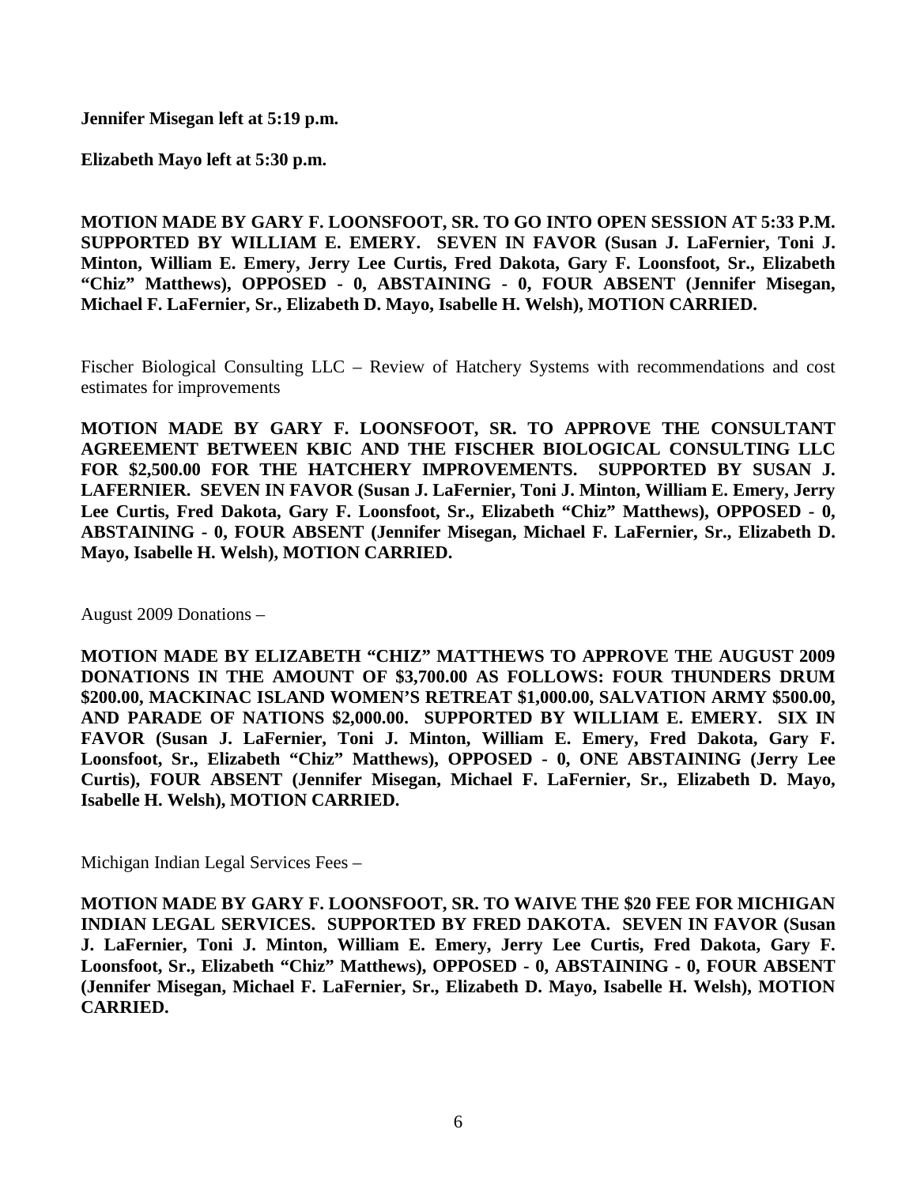**Jennifer Misegan left at 5:19 p.m.**

**Elizabeth Mayo left at 5:30 p.m.**

**MOTION MADE BY GARY F. LOONSFOOT, SR. TO GO INTO OPEN SESSION AT 5:33 P.M. SUPPORTED BY WILLIAM E. EMERY. SEVEN IN FAVOR (Susan J. LaFernier, Toni J. Minton, William E. Emery, Jerry Lee Curtis, Fred Dakota, Gary F. Loonsfoot, Sr., Elizabeth "Chiz" Matthews), OPPOSED - 0, ABSTAINING - 0, FOUR ABSENT (Jennifer Misegan, Michael F. LaFernier, Sr., Elizabeth D. Mayo, Isabelle H. Welsh), MOTION CARRIED.**

Fischer Biological Consulting LLC – Review of Hatchery Systems with recommendations and cost estimates for improvements

**MOTION MADE BY GARY F. LOONSFOOT, SR. TO APPROVE THE CONSULTANT AGREEMENT BETWEEN KBIC AND THE FISCHER BIOLOGICAL CONSULTING LLC FOR $2,500.00 FOR THE HATCHERY IMPROVEMENTS. SUPPORTED BY SUSAN J. LAFERNIER. SEVEN IN FAVOR (Susan J. LaFernier, Toni J. Minton, William E. Emery, Jerry Lee Curtis, Fred Dakota, Gary F. Loonsfoot, Sr., Elizabeth "Chiz" Matthews), OPPOSED - 0, ABSTAINING - 0, FOUR ABSENT (Jennifer Misegan, Michael F. LaFernier, Sr., Elizabeth D. Mayo, Isabelle H. Welsh), MOTION CARRIED.**

August 2009 Donations –

**MOTION MADE BY ELIZABETH "CHIZ" MATTHEWS TO APPROVE THE AUGUST 2009 DONATIONS IN THE AMOUNT OF $3,700.00 AS FOLLOWS: FOUR THUNDERS DRUM $200.00, MACKINAC ISLAND WOMEN'S RETREAT $1,000.00, SALVATION ARMY $500.00, AND PARADE OF NATIONS $2,000.00. SUPPORTED BY WILLIAM E. EMERY. SIX IN FAVOR (Susan J. LaFernier, Toni J. Minton, William E. Emery, Fred Dakota, Gary F. Loonsfoot, Sr., Elizabeth "Chiz" Matthews), OPPOSED - 0, ONE ABSTAINING (Jerry Lee Curtis), FOUR ABSENT (Jennifer Misegan, Michael F. LaFernier, Sr., Elizabeth D. Mayo, Isabelle H. Welsh), MOTION CARRIED.**

Michigan Indian Legal Services Fees –

**MOTION MADE BY GARY F. LOONSFOOT, SR. TO WAIVE THE $20 FEE FOR MICHIGAN INDIAN LEGAL SERVICES. SUPPORTED BY FRED DAKOTA. SEVEN IN FAVOR (Susan J. LaFernier, Toni J. Minton, William E. Emery, Jerry Lee Curtis, Fred Dakota, Gary F. Loonsfoot, Sr., Elizabeth "Chiz" Matthews), OPPOSED - 0, ABSTAINING - 0, FOUR ABSENT (Jennifer Misegan, Michael F. LaFernier, Sr., Elizabeth D. Mayo, Isabelle H. Welsh), MOTION CARRIED.**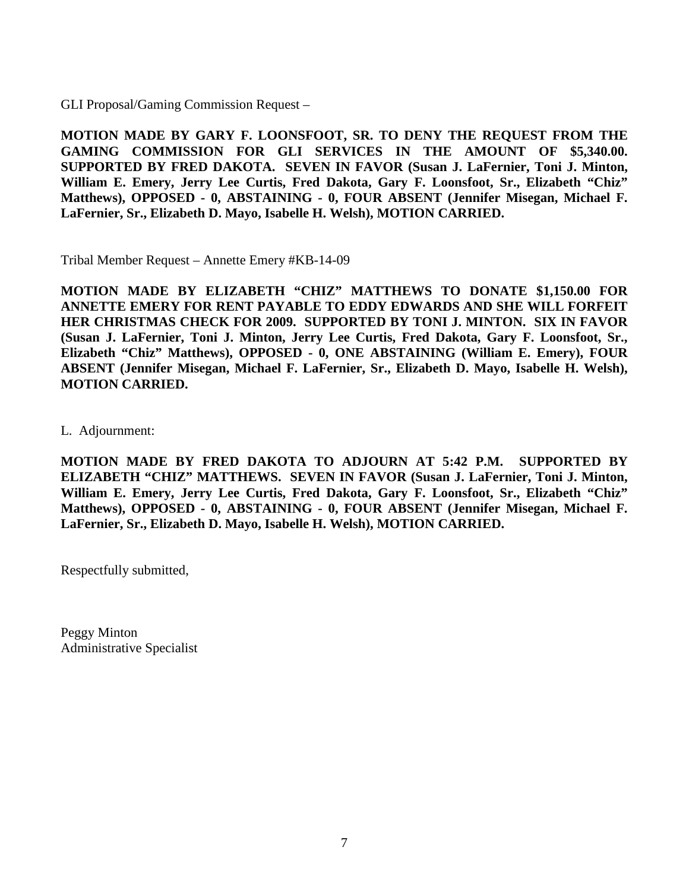GLI Proposal/Gaming Commission Request –

**MOTION MADE BY GARY F. LOONSFOOT, SR. TO DENY THE REQUEST FROM THE GAMING COMMISSION FOR GLI SERVICES IN THE AMOUNT OF $5,340.00. SUPPORTED BY FRED DAKOTA. SEVEN IN FAVOR (Susan J. LaFernier, Toni J. Minton, William E. Emery, Jerry Lee Curtis, Fred Dakota, Gary F. Loonsfoot, Sr., Elizabeth "Chiz" Matthews), OPPOSED - 0, ABSTAINING - 0, FOUR ABSENT (Jennifer Misegan, Michael F. LaFernier, Sr., Elizabeth D. Mayo, Isabelle H. Welsh), MOTION CARRIED.**

Tribal Member Request – Annette Emery #KB-14-09

**MOTION MADE BY ELIZABETH "CHIZ" MATTHEWS TO DONATE $1,150.00 FOR ANNETTE EMERY FOR RENT PAYABLE TO EDDY EDWARDS AND SHE WILL FORFEIT HER CHRISTMAS CHECK FOR 2009. SUPPORTED BY TONI J. MINTON. SIX IN FAVOR (Susan J. LaFernier, Toni J. Minton, Jerry Lee Curtis, Fred Dakota, Gary F. Loonsfoot, Sr., Elizabeth "Chiz" Matthews), OPPOSED - 0, ONE ABSTAINING (William E. Emery), FOUR ABSENT (Jennifer Misegan, Michael F. LaFernier, Sr., Elizabeth D. Mayo, Isabelle H. Welsh), MOTION CARRIED.**

L. Adjournment:

**MOTION MADE BY FRED DAKOTA TO ADJOURN AT 5:42 P.M. SUPPORTED BY ELIZABETH "CHIZ" MATTHEWS. SEVEN IN FAVOR (Susan J. LaFernier, Toni J. Minton, William E. Emery, Jerry Lee Curtis, Fred Dakota, Gary F. Loonsfoot, Sr., Elizabeth "Chiz" Matthews), OPPOSED - 0, ABSTAINING - 0, FOUR ABSENT (Jennifer Misegan, Michael F. LaFernier, Sr., Elizabeth D. Mayo, Isabelle H. Welsh), MOTION CARRIED.**

Respectfully submitted,

Peggy Minton
Administrative Specialist